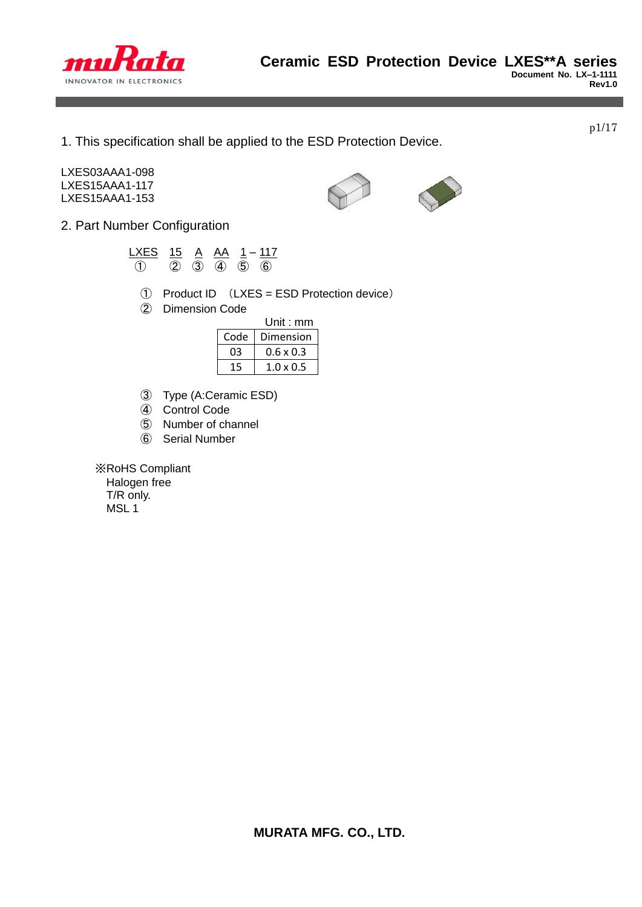# Ceramic ESD Protection Device LXES**A series

Document No. LX–1-1111
Rev1.0

1. This specification shall be applied to the ESD Protection Device.

LXES03AAA1-098
LXES15AAA1-117
LXES15AAA1-153

2. Part Number Configuration

LXES 15 A AA 1 – 117
① ② ③ ④ ⑤ ⑥

① Product ID （LXES = ESD Protection device）
② Dimension Code

Unit : mm

| Code | Dimension |
|---|---|
| 03 | 0.6 x 0.3 |
| 15 | 1.0 x 0.5 |

③ Type (A:Ceramic ESD)
④ Control Code
⑤ Number of channel
⑥ Serial Number

※RoHS Compliant
Halogen free
T/R only.
MSL 1

**MURATA MFG. CO., LTD.**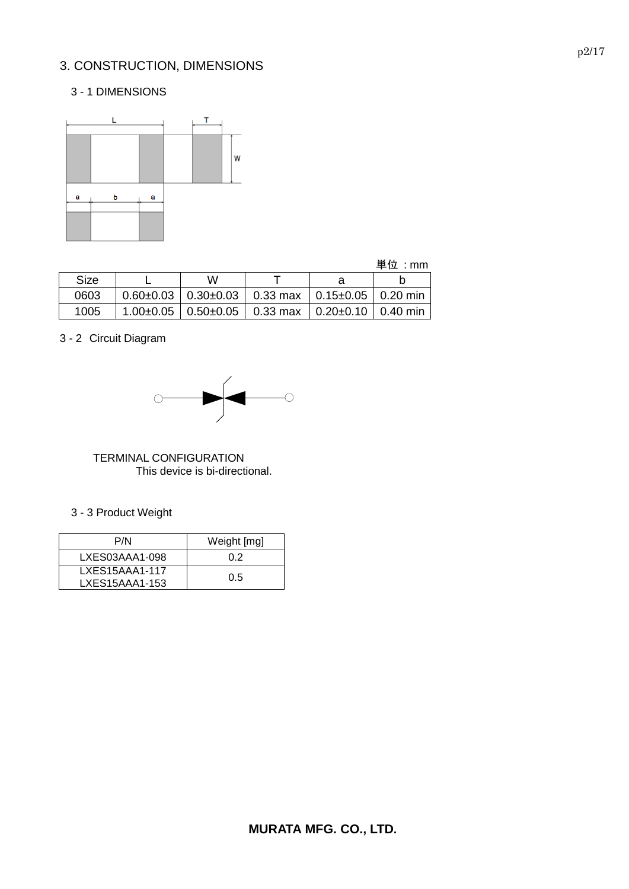## 3. CONSTRUCTION, DIMENSIONS

### 3 - 1 DIMENSIONS

単位 : mm

| Size | L | W | T | a | b |
|---|---|---|---|---|---|
| 0603 | 0.60±0.03 | 0.30±0.03 | 0.33 max | 0.15±0.05 | 0.20 min |
| 1005 | 1.00±0.05 | 0.50±0.05 | 0.33 max | 0.20±0.10 | 0.40 min |

### 3 - 2 Circuit Diagram

TERMINAL CONFIGURATION
This device is bi-directional.

### 3 - 3 Product Weight

| P/N | Weight [mg] |
|---|---|
| LXES03AAA1-098 | 0.2 |
| LXES15AAA1-117<br>LXES15AAA1-153 | 0.5 |

**MURATA MFG. CO., LTD.**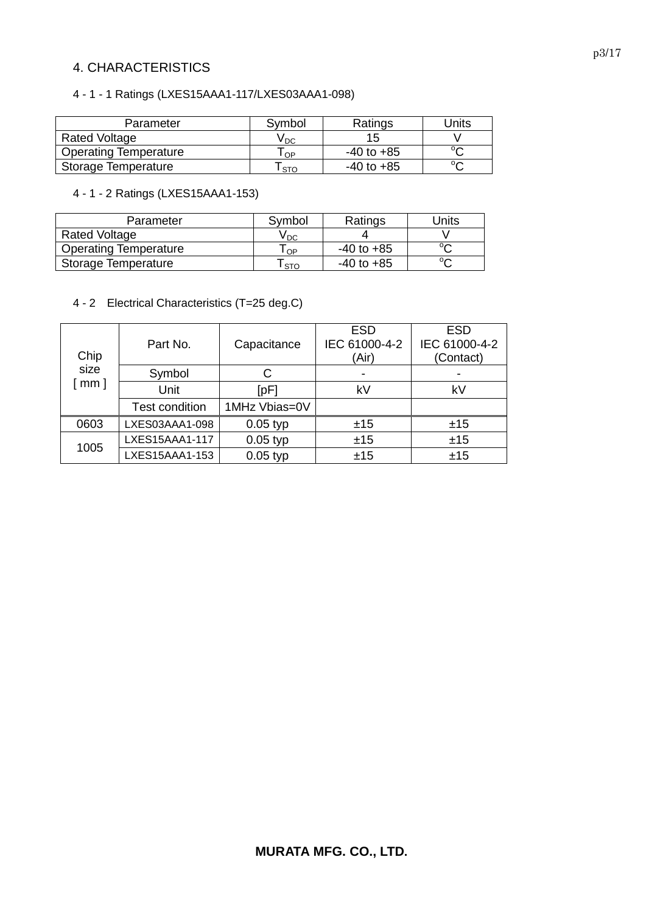## 4. CHARACTERISTICS

### 4 - 1 - 1 Ratings (LXES15AAA1-117/LXES03AAA1-098)

| Parameter | Symbol | Ratings | Units |
|---|---|---|---|
| Rated Voltage | $V_{DC}$ | 15 | V |
| Operating Temperature | $T_{OP}$ | -40 to +85 | °C |
| Storage Temperature | $T_{STO}$ | -40 to +85 | °C |

### 4 - 1 - 2 Ratings (LXES15AAA1-153)

| Parameter | Symbol | Ratings | Units |
|---|---|---|---|
| Rated Voltage | $V_{DC}$ | 4 | V |
| Operating Temperature | $T_{OP}$ | -40 to +85 | °C |
| Storage Temperature | $T_{STO}$ | -40 to +85 | °C |

### 4 - 2 Electrical Characteristics (T=25 deg.C)

| Chip size [ mm ] | Part No. | Capacitance | ESD IEC 61000-4-2 (Air) | ESD IEC 61000-4-2 (Contact) |
|---|---|---|---|---|
| | Symbol | C | - | - |
| | Unit | [pF] | kV | kV |
| | Test condition | 1MHz Vbias=0V | | |
| 0603 | LXES03AAA1-098 | 0.05 typ | ±15 | ±15 |
| 1005 | LXES15AAA1-117 | 0.05 typ | ±15 | ±15 |
| | LXES15AAA1-153 | 0.05 typ | ±15 | ±15 |

**MURATA MFG. CO., LTD.**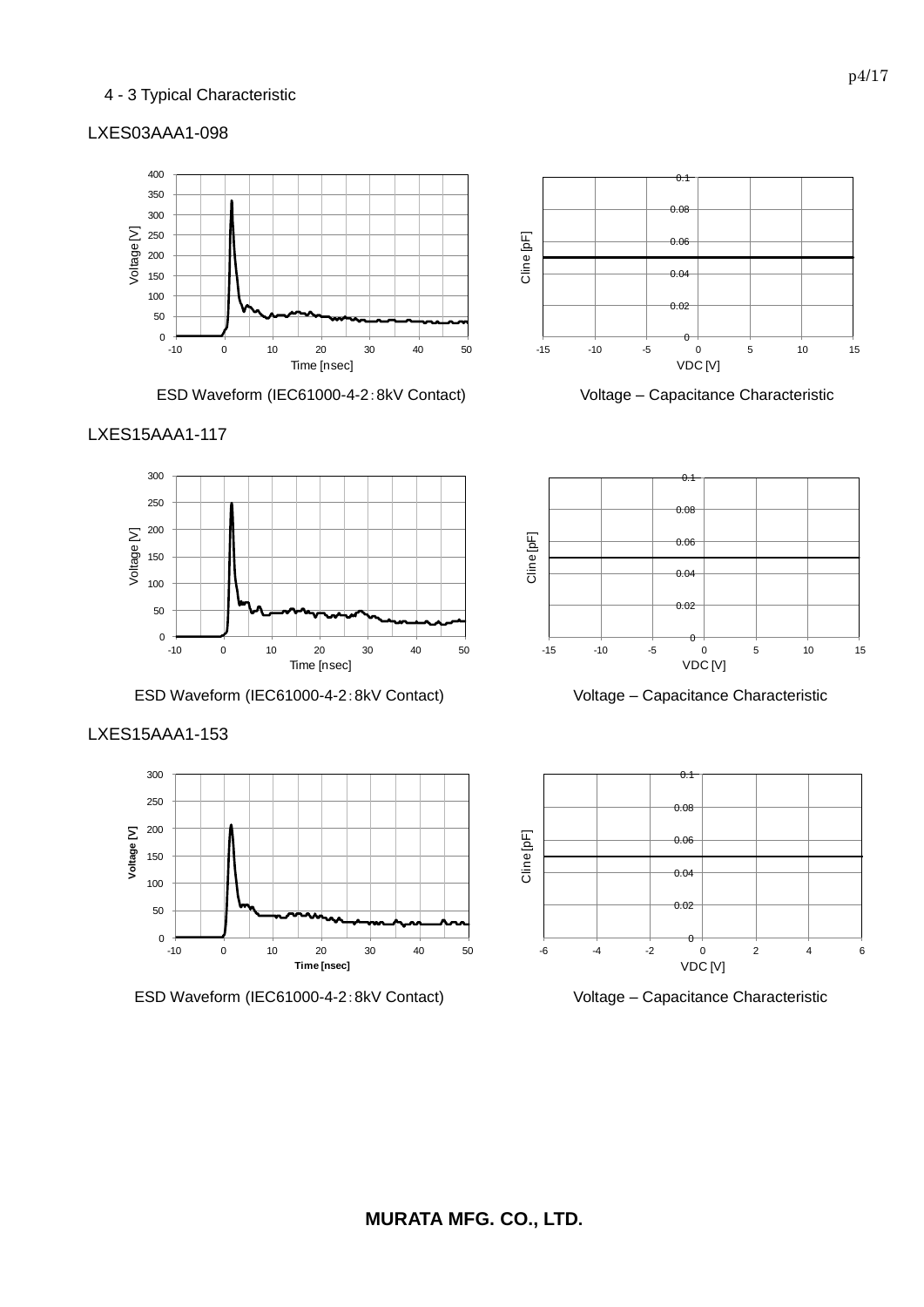4 - 3 Typical Characteristic

LXES03AAA1-098

ESD Waveform (IEC61000-4-2：8kV Contact)

Voltage – Capacitance Characteristic

LXES15AAA1-117

ESD Waveform (IEC61000-4-2：8kV Contact)

Voltage – Capacitance Characteristic

LXES15AAA1-153

ESD Waveform (IEC61000-4-2：8kV Contact)

Voltage – Capacitance Characteristic

**MURATA MFG. CO., LTD.**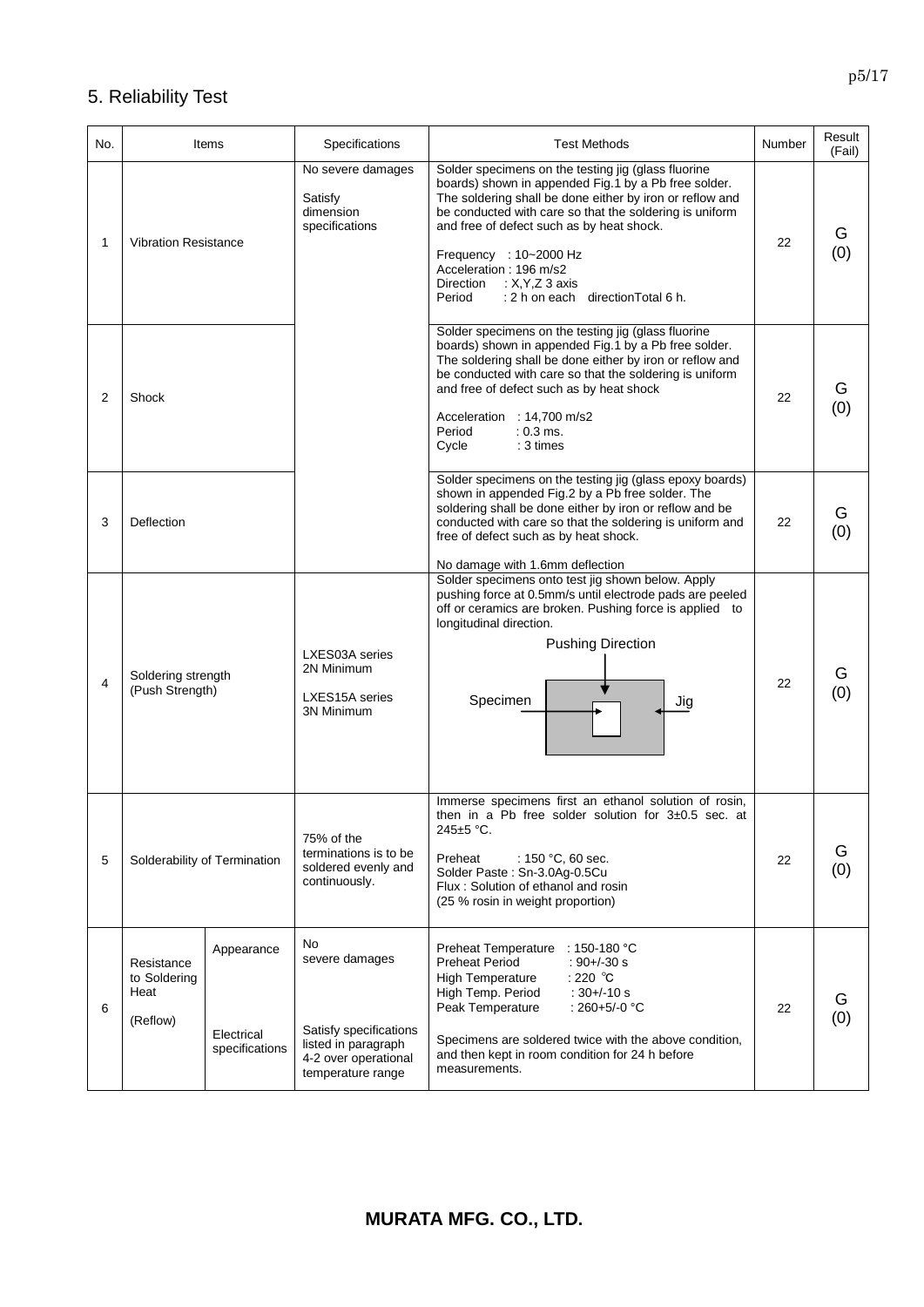# 5. Reliability Test

| No. | Items | | Specifications | Test Methods | Number | Result (Fail) |
|---|---|---|---|---|---|---|
| 1 | Vibration Resistance | | No severe damages<br>Satisfy dimension specifications | Solder specimens on the testing jig (glass fluorine boards) shown in appended Fig.1 by a Pb free solder. The soldering shall be done either by iron or reflow and be conducted with care so that the soldering is uniform and free of defect such as by heat shock.<br>Frequency : 10~2000 Hz<br>Acceleration : 196 m/s2<br>Direction : X,Y,Z 3 axis<br>Period : 2 h on each directionTotal 6 h. | 22 | G (0) |
| 2 | Shock | | | Solder specimens on the testing jig (glass fluorine boards) shown in appended Fig.1 by a Pb free solder. The soldering shall be done either by iron or reflow and be conducted with care so that the soldering is uniform and free of defect such as by heat shock<br>Acceleration : 14,700 m/s2<br>Period : 0.3 ms.<br>Cycle : 3 times | 22 | G (0) |
| 3 | Deflection | | | Solder specimens on the testing jig (glass epoxy boards) shown in appended Fig.2 by a Pb free solder. The soldering shall be done either by iron or reflow and be conducted with care so that the soldering is uniform and free of defect such as by heat shock.<br>No damage with 1.6mm deflection | 22 | G (0) |
| 4 | Soldering strength (Push Strength) | | LXES03A series 2N Minimum<br>LXES15A series 3N Minimum | Solder specimens onto test jig shown below. Apply pushing force at 0.5mm/s until electrode pads are peeled off or ceramics are broken. Pushing force is applied to longitudinal direction.<br>Pushing Direction<br>Specimen Jig | 22 | G (0) |
| 5 | Solderability of Termination | | 75% of the terminations is to be soldered evenly and continuously. | Immerse specimens first an ethanol solution of rosin, then in a Pb free solder solution for 3±0.5 sec. at 245±5 °C.<br>Preheat : 150 °C, 60 sec.<br>Solder Paste : Sn-3.0Ag-0.5Cu<br>Flux : Solution of ethanol and rosin (25 % rosin in weight proportion) | 22 | G (0) |
| 6 | Resistance to Soldering Heat (Reflow) | Appearance | No severe damages | Preheat Temperature : 150-180 °C<br>Preheat Period : 90+/-30 s<br>High Temperature : 220 ℃<br>High Temp. Period : 30+/-10 s<br>Peak Temperature : 260+5/-0 °C<br>Specimens are soldered twice with the above condition, and then kept in room condition for 24 h before measurements. | 22 | G (0) |
| | | Electrical specifications | Satisfy specifications listed in paragraph 4-2 over operational temperature range | | | |

**MURATA MFG. CO., LTD.**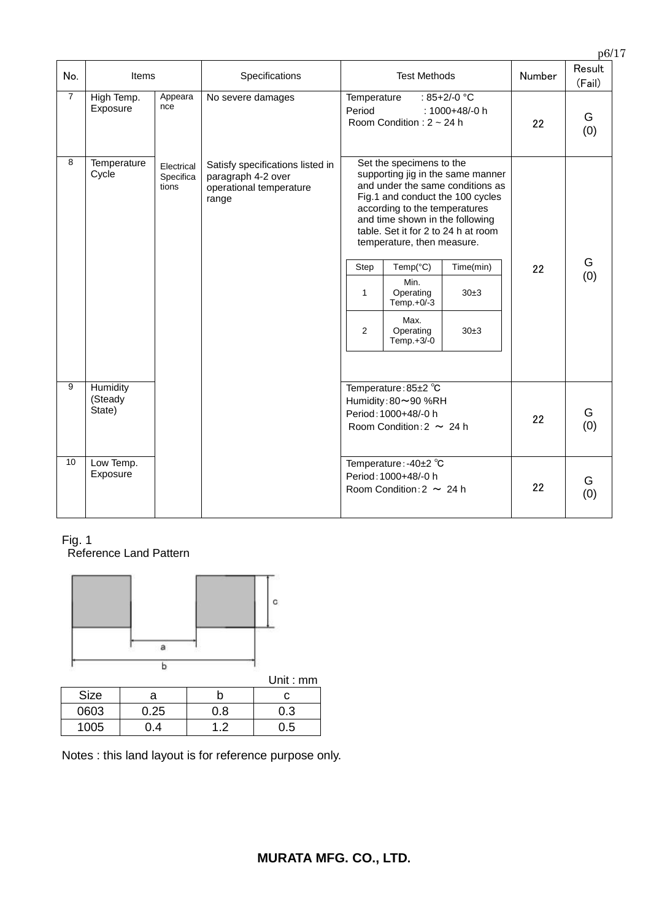| No. | Items | | Specifications | Test Methods | Number | Result (Fail) |
|---|---|---|---|---|---|---|
| 7 | High Temp. Exposure | Appearance | No severe damages | Temperature : 85+2/-0 °C<br>Period : 1000+48/-0 h<br>Room Condition : 2 ~ 24 h | 22 | G (0) |
| 8 | Temperature Cycle | Electrical Specifications | Satisfy specifications listed in paragraph 4-2 over operational temperature range | Set the specimens to the supporting jig in the same manner and under the same conditions as Fig.1 and conduct the 100 cycles according to the temperatures and time shown in the following table. Set it for 2 to 24 h at room temperature, then measure.<br><br>Step 1: Min. Operating Temp.+0/-3, 30±3 min<br>Step 2: Max. Operating Temp.+3/-0, 30±3 min | 22 | G (0) |
| 9 | Humidity (Steady State) | | | Temperature：85±2 ℃<br>Humidity：80～90 %RH<br>Period：1000+48/-0 h<br>Room Condition：2 ～ 24 h | 22 | G (0) |
| 10 | Low Temp. Exposure | | | Temperature：-40±2 ℃<br>Period：1000+48/-0 h<br>Room Condition：2 ～ 24 h | 22 | G (0) |

Temperature cycle table:

| Step | Temp(°C) | Time(min) |
|---|---|---|
| 1 | Min. Operating Temp.+0/-3 | 30±3 |
| 2 | Max. Operating Temp.+3/-0 | 30±3 |

Fig. 1
Reference Land Pattern

Unit : mm

| Size | a | b | c |
|---|---|---|---|
| 0603 | 0.25 | 0.8 | 0.3 |
| 1005 | 0.4 | 1.2 | 0.5 |

Notes : this land layout is for reference purpose only.

**MURATA MFG. CO., LTD.**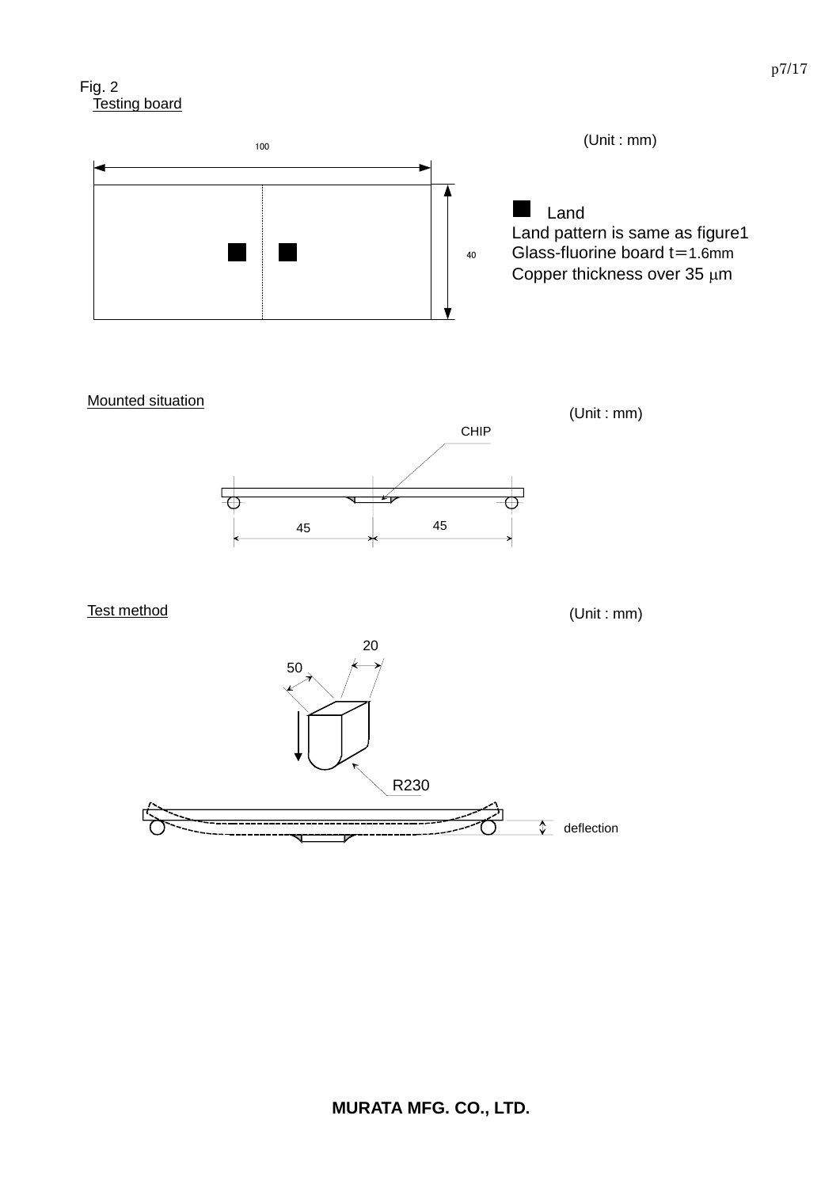Fig. 2

Testing board

(Unit : mm)

100

40

■ Land

Land pattern is same as figure1

Glass-fluorine board t=1.6mm

Copper thickness over 35 μm

Mounted situation

(Unit : mm)

CHIP

45 45

Test method

(Unit : mm)

20

50

R230

deflection

MURATA MFG. CO., LTD.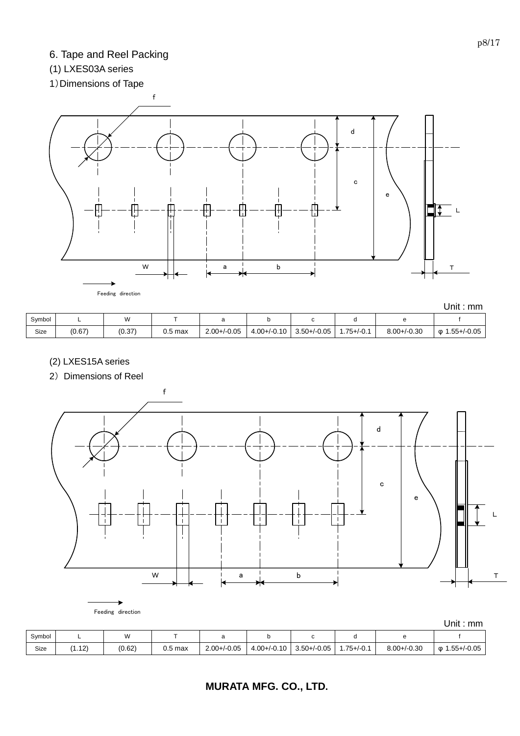## 6. Tape and Reel Packing

### (1) LXES03A series

1) Dimensions of Tape

Feeding direction

Unit : mm

| Symbol | L | W | T | a | b | c | d | e | f |
|---|---|---|---|---|---|---|---|---|---|
| Size | (0.67) | (0.37) | 0.5 max | 2.00+/-0.05 | 4.00+/-0.10 | 3.50+/-0.05 | 1.75+/-0.1 | 8.00+/-0.30 | φ 1.55+/-0.05 |

### (2) LXES15A series

2) Dimensions of Reel

Feeding direction

Unit : mm

| Symbol | L | W | T | a | b | c | d | e | f |
|---|---|---|---|---|---|---|---|---|---|
| Size | (1.12) | (0.62) | 0.5 max | 2.00+/-0.05 | 4.00+/-0.10 | 3.50+/-0.05 | 1.75+/-0.1 | 8.00+/-0.30 | φ 1.55+/-0.05 |

**MURATA MFG. CO., LTD.**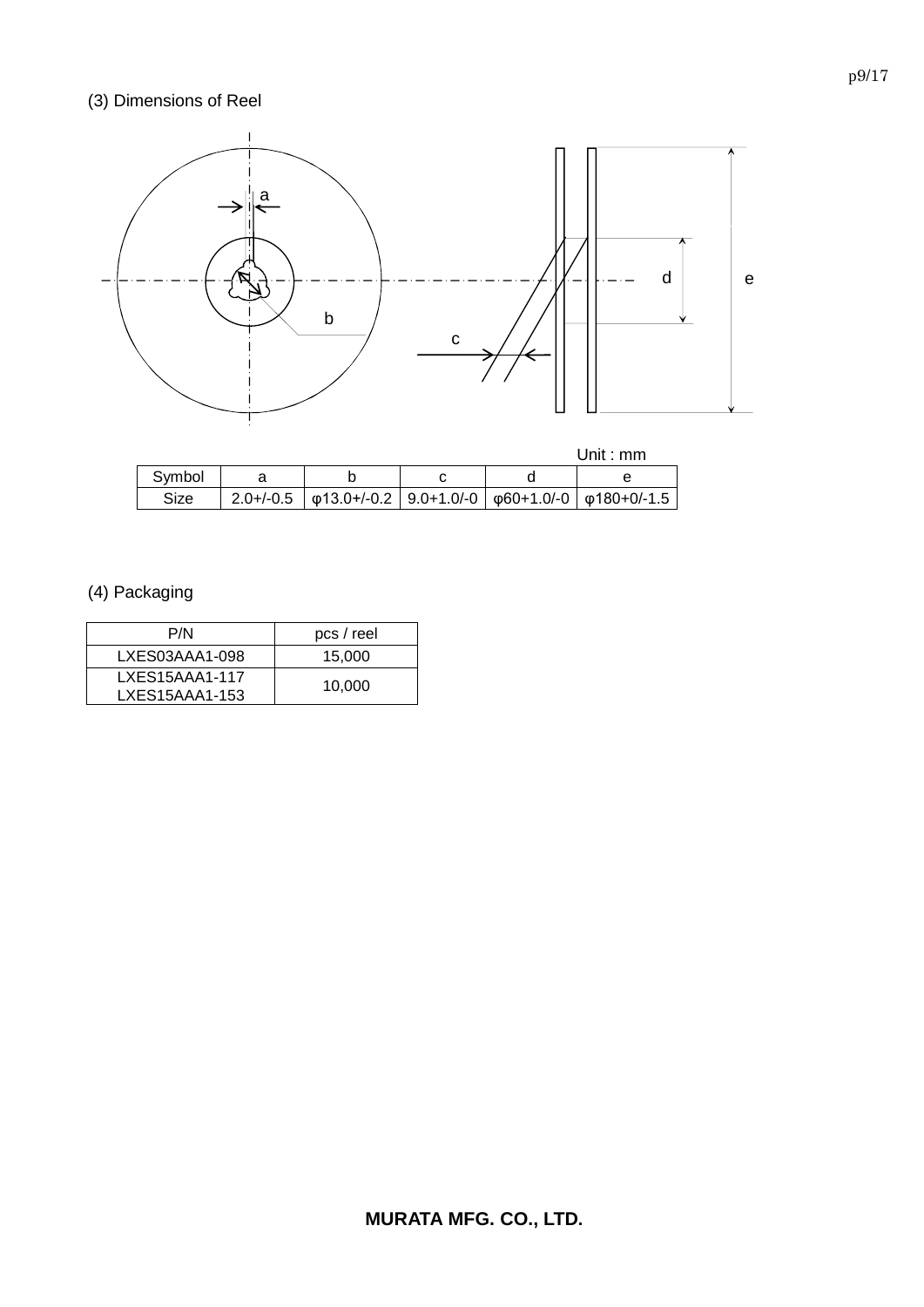(3) Dimensions of Reel

Unit : mm

| Symbol | a | b | c | d | e |
|---|---|---|---|---|---|
| Size | 2.0+/-0.5 | φ13.0+/-0.2 | 9.0+1.0/-0 | φ60+1.0/-0 | φ180+0/-1.5 |

(4) Packaging

| P/N | pcs / reel |
|---|---|
| LXES03AAA1-098 | 15,000 |
| LXES15AAA1-117<br>LXES15AAA1-153 | 10,000 |

MURATA MFG. CO., LTD.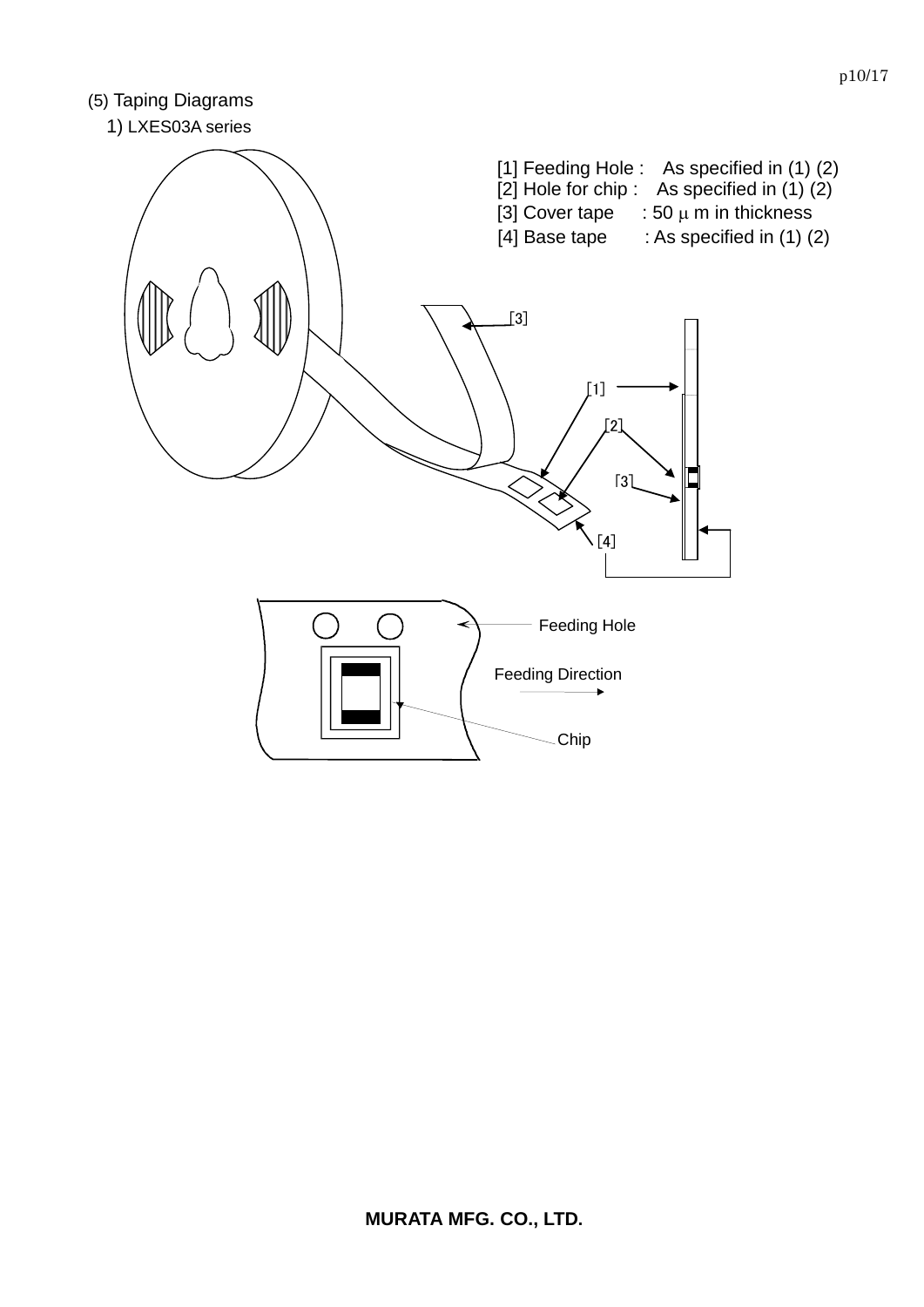## (5) Taping Diagrams

### 1) LXES03A series

[1] Feeding Hole : As specified in (1) (2)

[2] Hole for chip : As specified in (1) (2)

[3] Cover tape : 50 μ m in thickness

[4] Base tape : As specified in (1) (2)

[3]

[1]

[2]

[3]

[4]

Feeding Hole

Feeding Direction

Chip

**MURATA MFG. CO., LTD.**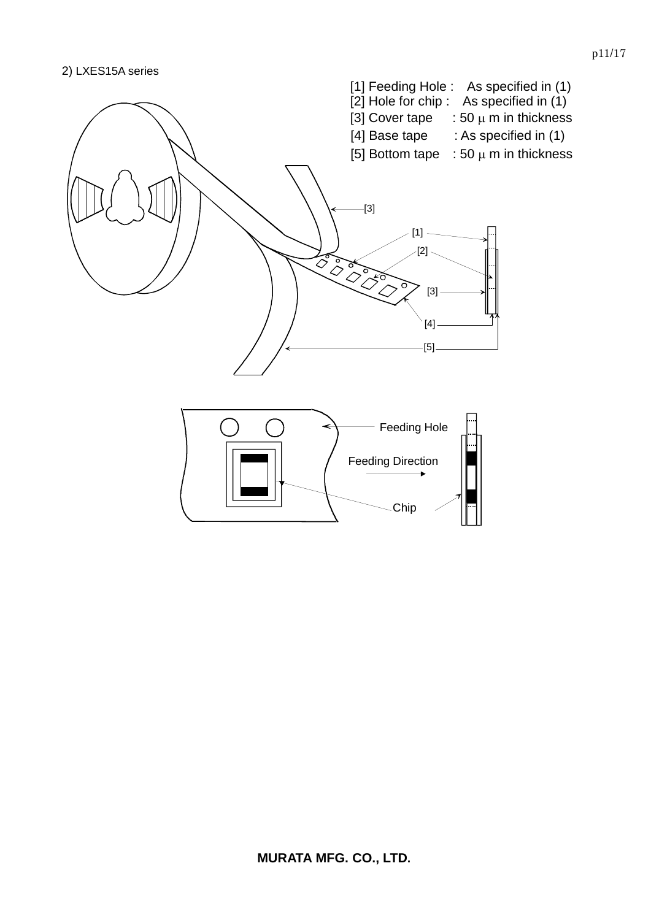2) LXES15A series

[1] Feeding Hole : As specified in (1)
[2] Hole for chip : As specified in (1)
[3] Cover tape : 50 μ m in thickness
[4] Base tape : As specified in (1)
[5] Bottom tape : 50 μ m in thickness

[3]

[1]

[2]

[3]

[4]

[5]

Feeding Hole

Feeding Direction

Chip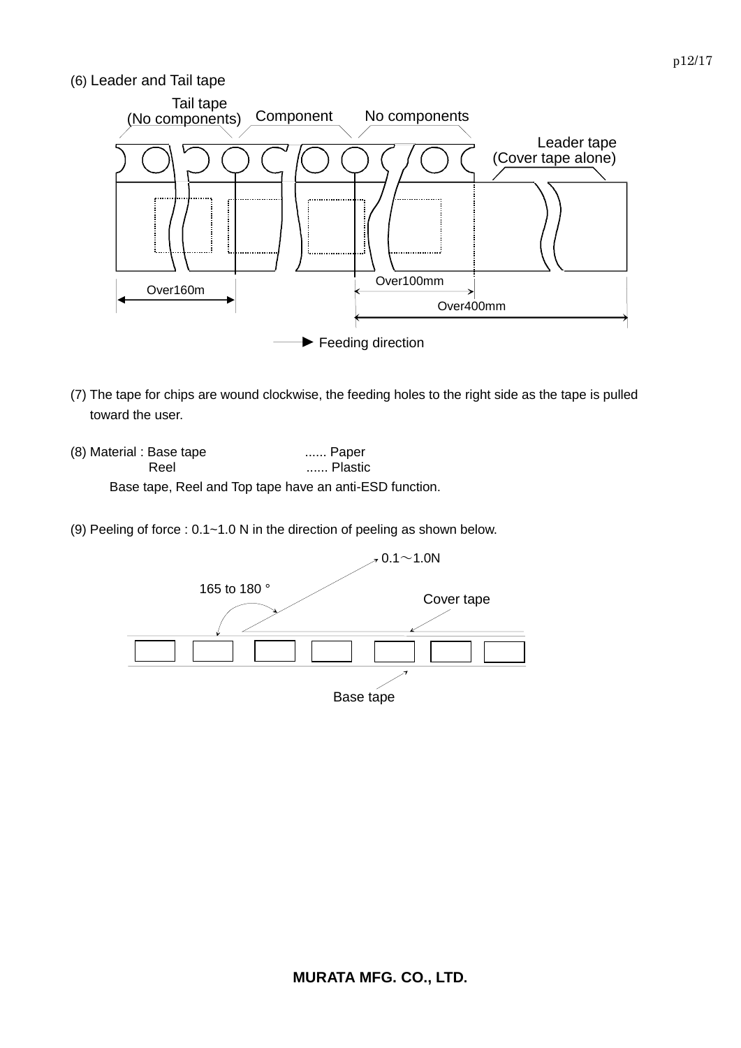(6) Leader and Tail tape

Tail tape (No components) | Component | No components | Leader tape (Cover tape alone)

Over160m | Over100mm | Over400mm

Feeding direction

(7) The tape for chips are wound clockwise, the feeding holes to the right side as the tape is pulled toward the user.

(8) Material : Base tape ...... Paper
Reel ...... Plastic

Base tape, Reel and Top tape have an anti-ESD function.

(9) Peeling of force : 0.1~1.0 N in the direction of peeling as shown below.

0.1～1.0N

165 to 180 °

Cover tape

Base tape

**MURATA MFG. CO., LTD.**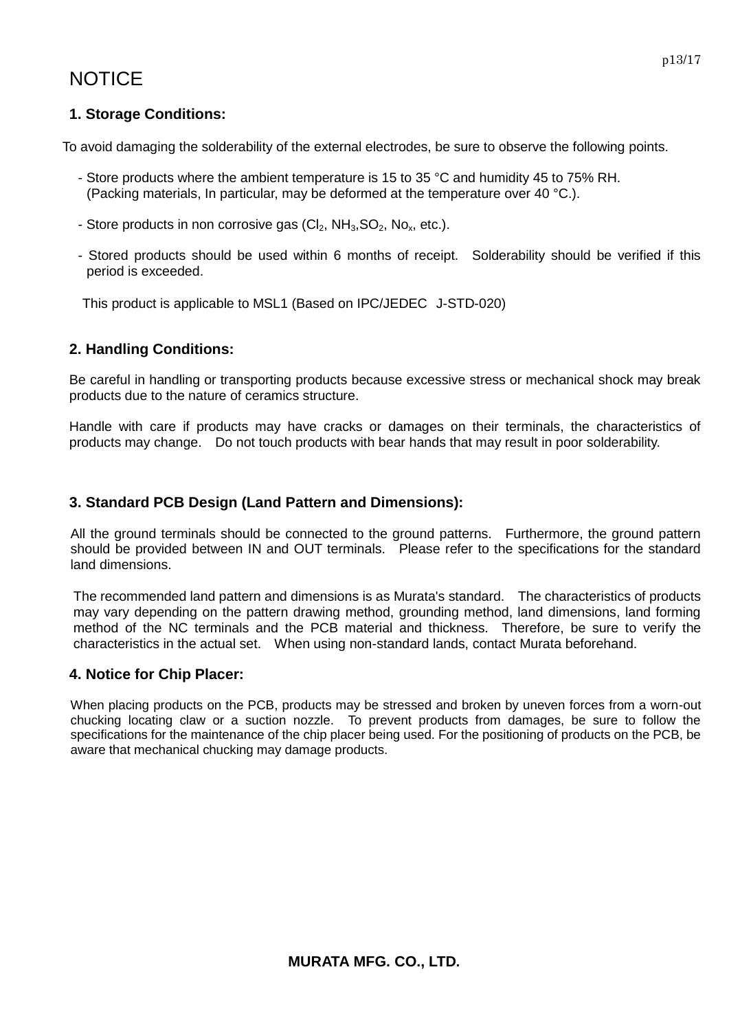# NOTICE

## 1. Storage Conditions:

To avoid damaging the solderability of the external electrodes, be sure to observe the following points.

- Store products where the ambient temperature is 15 to 35 °C and humidity 45 to 75% RH.
  (Packing materials, In particular, may be deformed at the temperature over 40 °C.).

- Store products in non corrosive gas ($Cl_2$, $NH_3$,$SO_2$, $No_x$, etc.).

- Stored products should be used within 6 months of receipt. Solderability should be verified if this period is exceeded.

This product is applicable to MSL1 (Based on IPC/JEDEC J-STD-020)

## 2. Handling Conditions:

Be careful in handling or transporting products because excessive stress or mechanical shock may break products due to the nature of ceramics structure.

Handle with care if products may have cracks or damages on their terminals, the characteristics of products may change. Do not touch products with bear hands that may result in poor solderability.

## 3. Standard PCB Design (Land Pattern and Dimensions):

All the ground terminals should be connected to the ground patterns. Furthermore, the ground pattern should be provided between IN and OUT terminals. Please refer to the specifications for the standard land dimensions.

The recommended land pattern and dimensions is as Murata's standard. The characteristics of products may vary depending on the pattern drawing method, grounding method, land dimensions, land forming method of the NC terminals and the PCB material and thickness. Therefore, be sure to verify the characteristics in the actual set. When using non-standard lands, contact Murata beforehand.

## 4. Notice for Chip Placer:

When placing products on the PCB, products may be stressed and broken by uneven forces from a worn-out chucking locating claw or a suction nozzle. To prevent products from damages, be sure to follow the specifications for the maintenance of the chip placer being used. For the positioning of products on the PCB, be aware that mechanical chucking may damage products.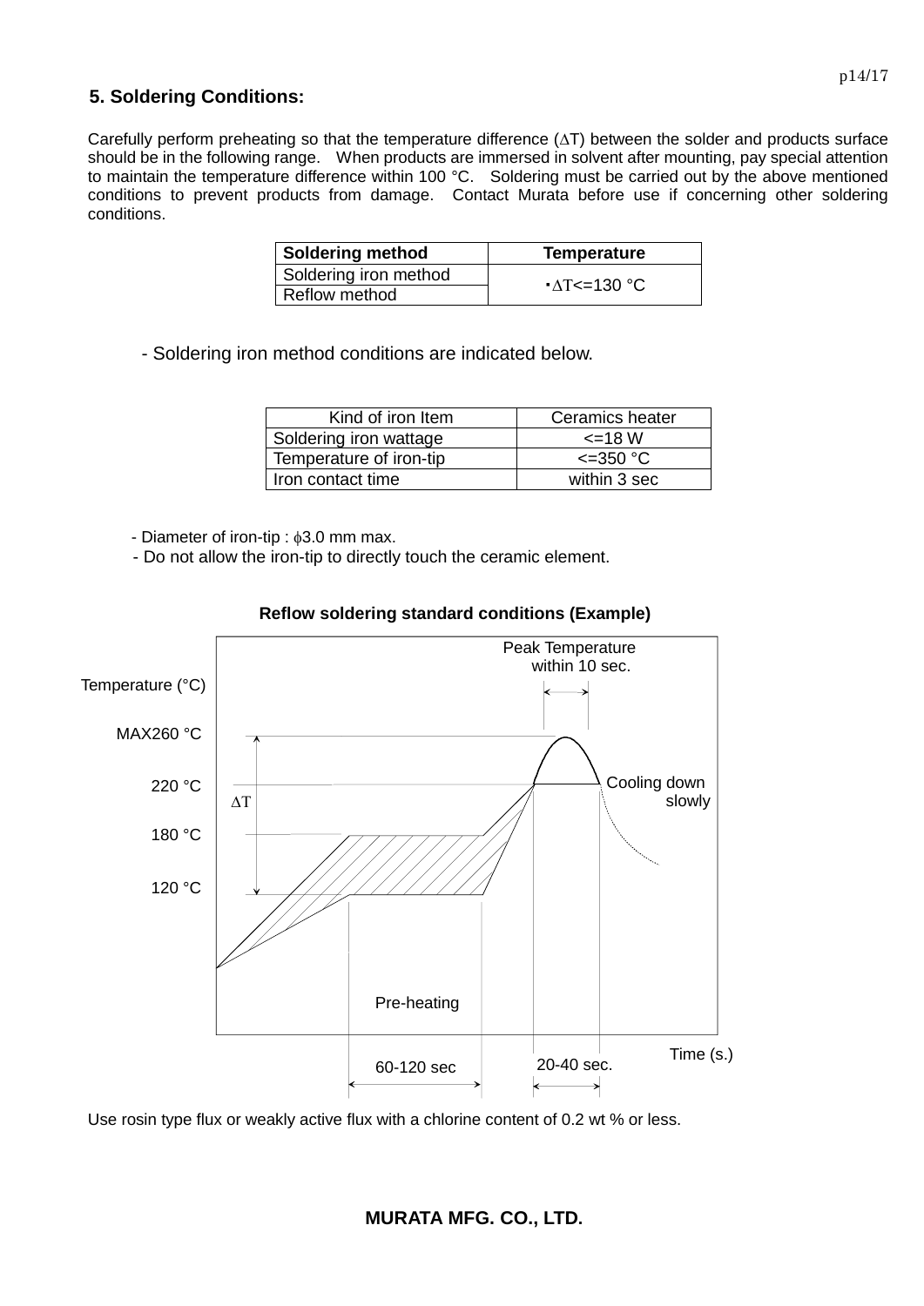## 5. Soldering Conditions:

Carefully perform preheating so that the temperature difference ($\Delta T$) between the solder and products surface should be in the following range. When products are immersed in solvent after mounting, pay special attention to maintain the temperature difference within 100 °C. Soldering must be carried out by the above mentioned conditions to prevent products from damage. Contact Murata before use if concerning other soldering conditions.

| Soldering method | Temperature |
| --- | --- |
| Soldering iron method | ・$\Delta T$<=130 °C |
| Reflow method | |

- Soldering iron method conditions are indicated below.

| Kind of iron Item | Ceramics heater |
| --- | --- |
| Soldering iron wattage | <=18 W |
| Temperature of iron-tip | <=350 °C |
| Iron contact time | within 3 sec |

- Diameter of iron-tip : $\phi$3.0 mm max.
- Do not allow the iron-tip to directly touch the ceramic element.

**Reflow soldering standard conditions (Example)**

Temperature (°C): MAX260 °C, 220 °C, 180 °C, 120 °C; $\Delta T$

Peak Temperature within 10 sec.

Cooling down slowly

Pre-heating

Time (s.): 60-120 sec; 20-40 sec.

Use rosin type flux or weakly active flux with a chlorine content of 0.2 wt % or less.

**MURATA MFG. CO., LTD.**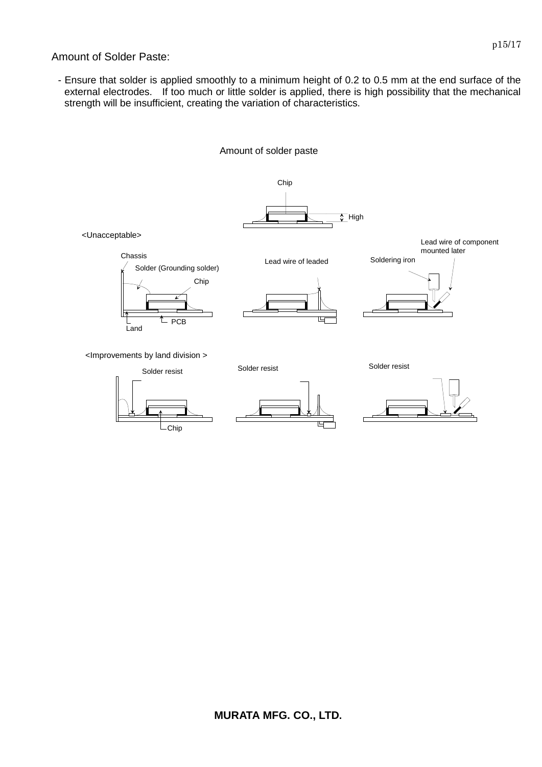## Amount of Solder Paste:

- Ensure that solder is applied smoothly to a minimum height of 0.2 to 0.5 mm at the end surface of the external electrodes. If too much or little solder is applied, there is high possibility that the mechanical strength will be insufficient, creating the variation of characteristics.

Amount of solder paste

Chip

High

<Unacceptable>

Chassis

Solder (Grounding solder)

Chip

Land

PCB

Lead wire of leaded

Soldering iron

Lead wire of component mounted later

<Improvements by land division >

Solder resist

Chip

Solder resist

Solder resist

**MURATA MFG. CO., LTD.**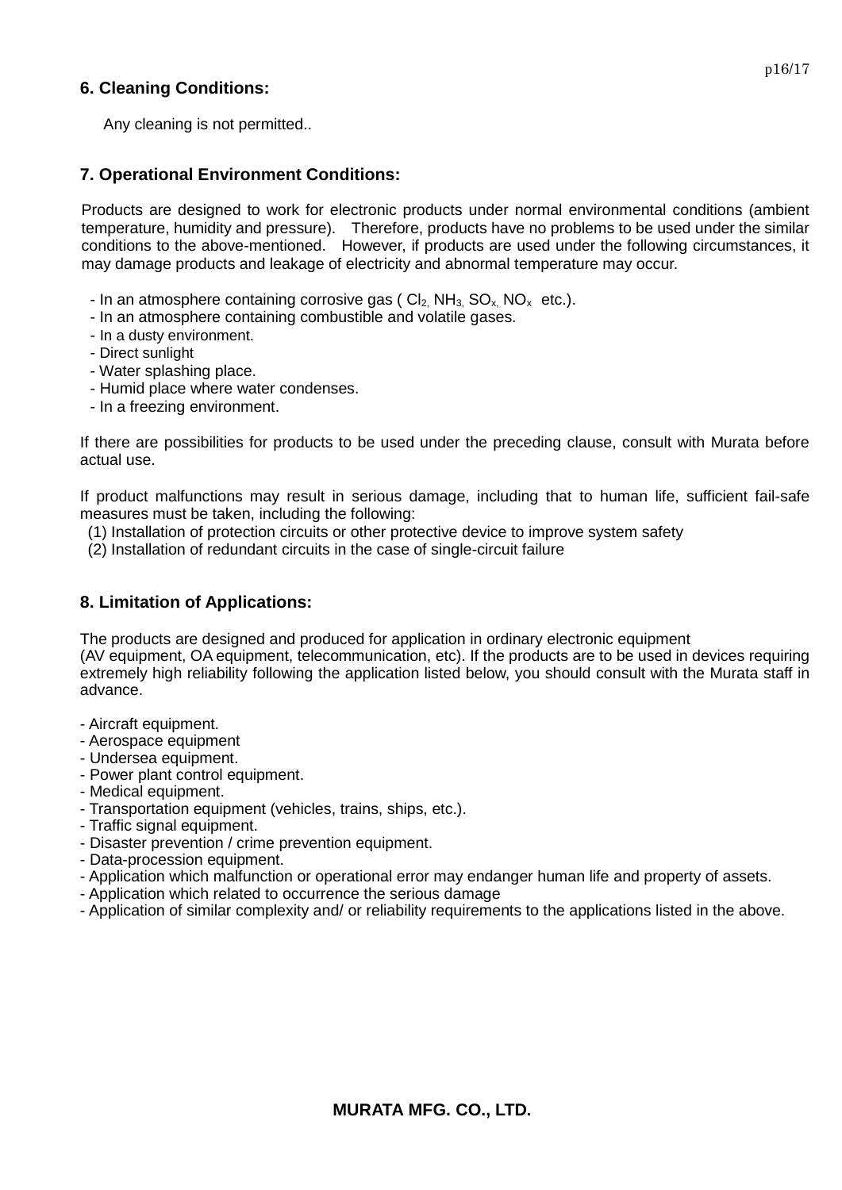## 6. Cleaning Conditions:

Any cleaning is not permitted..

## 7. Operational Environment Conditions:

Products are designed to work for electronic products under normal environmental conditions (ambient temperature, humidity and pressure). Therefore, products have no problems to be used under the similar conditions to the above-mentioned. However, if products are used under the following circumstances, it may damage products and leakage of electricity and abnormal temperature may occur.

- In an atmosphere containing corrosive gas ( $Cl_2$, $NH_3$, $SO_x$, $NO_x$ etc.).
- In an atmosphere containing combustible and volatile gases.
- In a dusty environment.
- Direct sunlight
- Water splashing place.
- Humid place where water condenses.
- In a freezing environment.

If there are possibilities for products to be used under the preceding clause, consult with Murata before actual use.

If product malfunctions may result in serious damage, including that to human life, sufficient fail-safe measures must be taken, including the following:

(1) Installation of protection circuits or other protective device to improve system safety
(2) Installation of redundant circuits in the case of single-circuit failure

## 8. Limitation of Applications:

The products are designed and produced for application in ordinary electronic equipment
(AV equipment, OA equipment, telecommunication, etc). If the products are to be used in devices requiring extremely high reliability following the application listed below, you should consult with the Murata staff in advance.

- Aircraft equipment.
- Aerospace equipment
- Undersea equipment.
- Power plant control equipment.
- Medical equipment.
- Transportation equipment (vehicles, trains, ships, etc.).
- Traffic signal equipment.
- Disaster prevention / crime prevention equipment.
- Data-procession equipment.
- Application which malfunction or operational error may endanger human life and property of assets.
- Application which related to occurrence the serious damage
- Application of similar complexity and/ or reliability requirements to the applications listed in the above.

**MURATA MFG. CO., LTD.**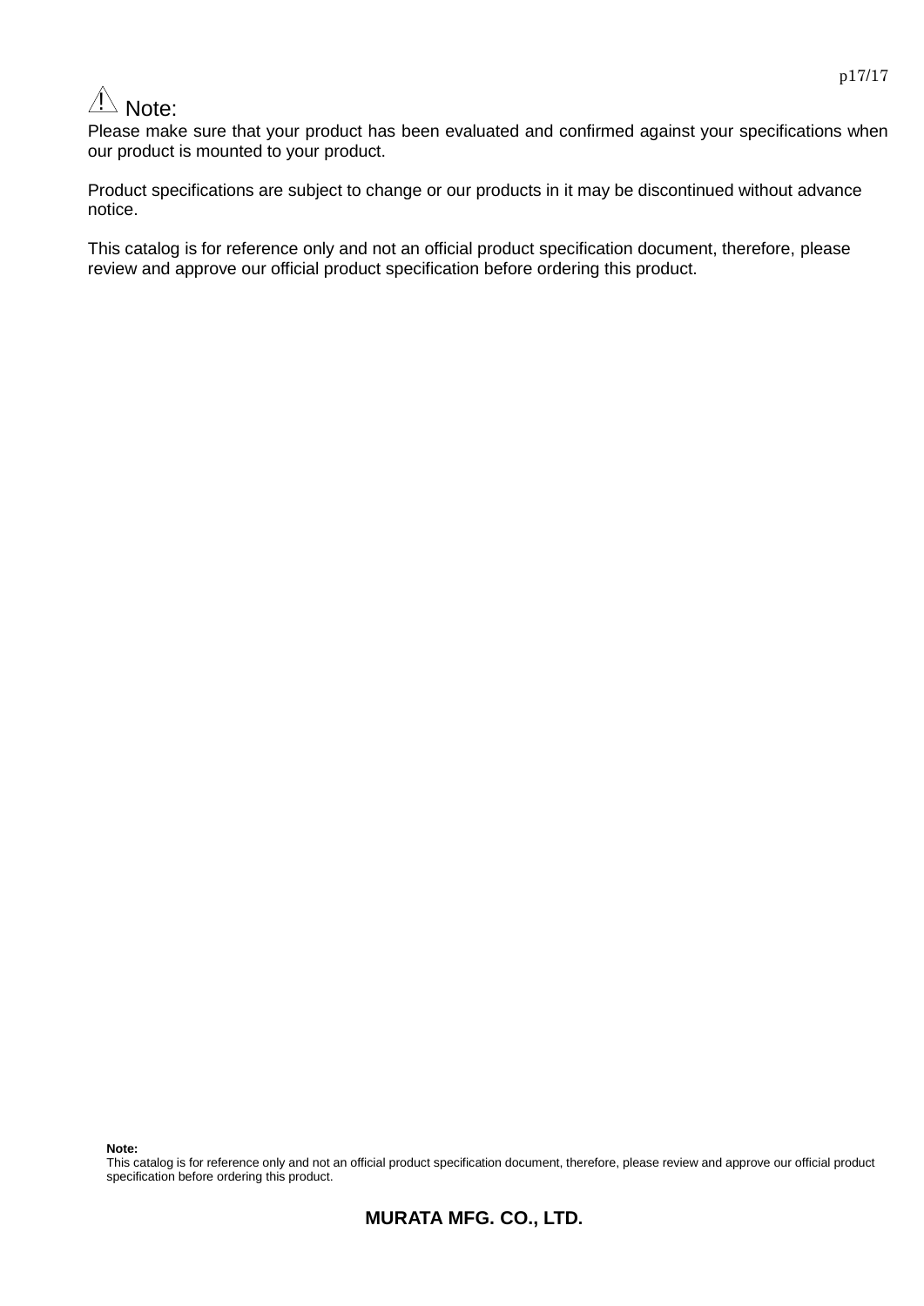⚠ Note:

Please make sure that your product has been evaluated and confirmed against your specifications when our product is mounted to your product.

Product specifications are subject to change or our products in it may be discontinued without advance notice.

This catalog is for reference only and not an official product specification document, therefore, please review and approve our official product specification before ordering this product.

**Note:**
This catalog is for reference only and not an official product specification document, therefore, please review and approve our official product specification before ordering this product.

**MURATA MFG. CO., LTD.**